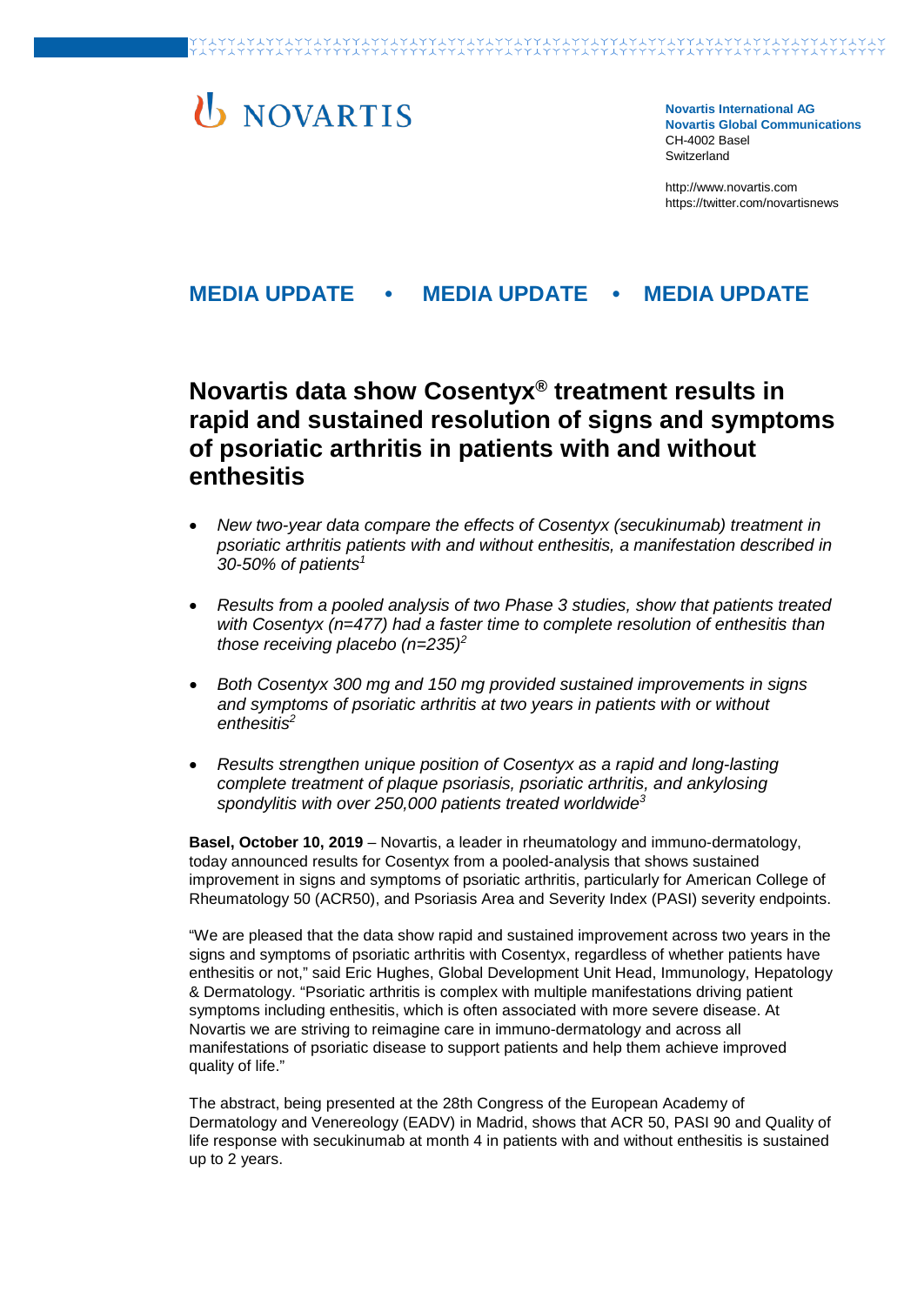NOVARTIS

**Novartis International AG**
**Novartis Global Communications**
CH-4002 Basel
Switzerland

http://www.novartis.com
https://twitter.com/novartisnews

## MEDIA UPDATE • MEDIA UPDATE • MEDIA UPDATE

# Novartis data show Cosentyx® treatment results in rapid and sustained resolution of signs and symptoms of psoriatic arthritis in patients with and without enthesitis

- *New two-year data compare the effects of Cosentyx (secukinumab) treatment in psoriatic arthritis patients with and without enthesitis, a manifestation described in 30-50% of patients*[1]
- *Results from a pooled analysis of two Phase 3 studies, show that patients treated with Cosentyx (n=477) had a faster time to complete resolution of enthesitis than those receiving placebo (n=235)*[2]
- *Both Cosentyx 300 mg and 150 mg provided sustained improvements in signs and symptoms of psoriatic arthritis at two years in patients with or without enthesitis*[2]
- *Results strengthen unique position of Cosentyx as a rapid and long-lasting complete treatment of plaque psoriasis, psoriatic arthritis, and ankylosing spondylitis with over 250,000 patients treated worldwide*[3]

**Basel, October 10, 2019** – Novartis, a leader in rheumatology and immuno-dermatology, today announced results for Cosentyx from a pooled-analysis that shows sustained improvement in signs and symptoms of psoriatic arthritis, particularly for American College of Rheumatology 50 (ACR50), and Psoriasis Area and Severity Index (PASI) severity endpoints.

"We are pleased that the data show rapid and sustained improvement across two years in the signs and symptoms of psoriatic arthritis with Cosentyx, regardless of whether patients have enthesitis or not," said Eric Hughes, Global Development Unit Head, Immunology, Hepatology & Dermatology. "Psoriatic arthritis is complex with multiple manifestations driving patient symptoms including enthesitis, which is often associated with more severe disease. At Novartis we are striving to reimagine care in immuno-dermatology and across all manifestations of psoriatic disease to support patients and help them achieve improved quality of life."

The abstract, being presented at the 28th Congress of the European Academy of Dermatology and Venereology (EADV) in Madrid, shows that ACR 50, PASI 90 and Quality of life response with secukinumab at month 4 in patients with and without enthesitis is sustained up to 2 years.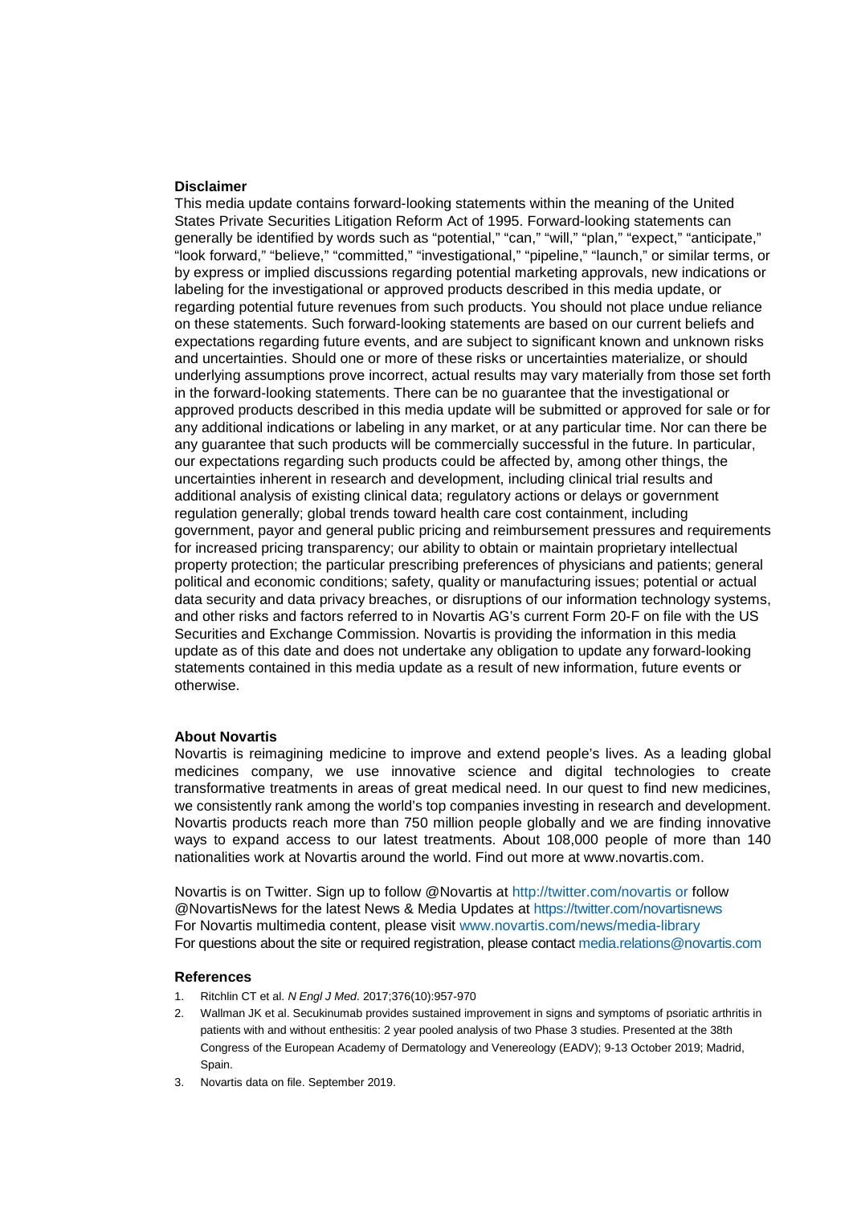**Disclaimer**

This media update contains forward-looking statements within the meaning of the United States Private Securities Litigation Reform Act of 1995. Forward-looking statements can generally be identified by words such as "potential," "can," "will," "plan," "expect," "anticipate," "look forward," "believe," "committed," "investigational," "pipeline," "launch," or similar terms, or by express or implied discussions regarding potential marketing approvals, new indications or labeling for the investigational or approved products described in this media update, or regarding potential future revenues from such products. You should not place undue reliance on these statements. Such forward-looking statements are based on our current beliefs and expectations regarding future events, and are subject to significant known and unknown risks and uncertainties. Should one or more of these risks or uncertainties materialize, or should underlying assumptions prove incorrect, actual results may vary materially from those set forth in the forward-looking statements. There can be no guarantee that the investigational or approved products described in this media update will be submitted or approved for sale or for any additional indications or labeling in any market, or at any particular time. Nor can there be any guarantee that such products will be commercially successful in the future. In particular, our expectations regarding such products could be affected by, among other things, the uncertainties inherent in research and development, including clinical trial results and additional analysis of existing clinical data; regulatory actions or delays or government regulation generally; global trends toward health care cost containment, including government, payor and general public pricing and reimbursement pressures and requirements for increased pricing transparency; our ability to obtain or maintain proprietary intellectual property protection; the particular prescribing preferences of physicians and patients; general political and economic conditions; safety, quality or manufacturing issues; potential or actual data security and data privacy breaches, or disruptions of our information technology systems, and other risks and factors referred to in Novartis AG's current Form 20-F on file with the US Securities and Exchange Commission. Novartis is providing the information in this media update as of this date and does not undertake any obligation to update any forward-looking statements contained in this media update as a result of new information, future events or otherwise.

**About Novartis**

Novartis is reimagining medicine to improve and extend people's lives. As a leading global medicines company, we use innovative science and digital technologies to create transformative treatments in areas of great medical need. In our quest to find new medicines, we consistently rank among the world's top companies investing in research and development. Novartis products reach more than 750 million people globally and we are finding innovative ways to expand access to our latest treatments. About 108,000 people of more than 140 nationalities work at Novartis around the world. Find out more at www.novartis.com.

Novartis is on Twitter. Sign up to follow @Novartis at http://twitter.com/novartis or follow @NovartisNews for the latest News & Media Updates at https://twitter.com/novartisnews
For Novartis multimedia content, please visit www.novartis.com/news/media-library
For questions about the site or required registration, please contact media.relations@novartis.com

**References**

1. Ritchlin CT et al. *N Engl J Med*. 2017;376(10):957-970
2. Wallman JK et al. Secukinumab provides sustained improvement in signs and symptoms of psoriatic arthritis in patients with and without enthesitis: 2 year pooled analysis of two Phase 3 studies. Presented at the 38th Congress of the European Academy of Dermatology and Venereology (EADV); 9-13 October 2019; Madrid, Spain.
3. Novartis data on file. September 2019.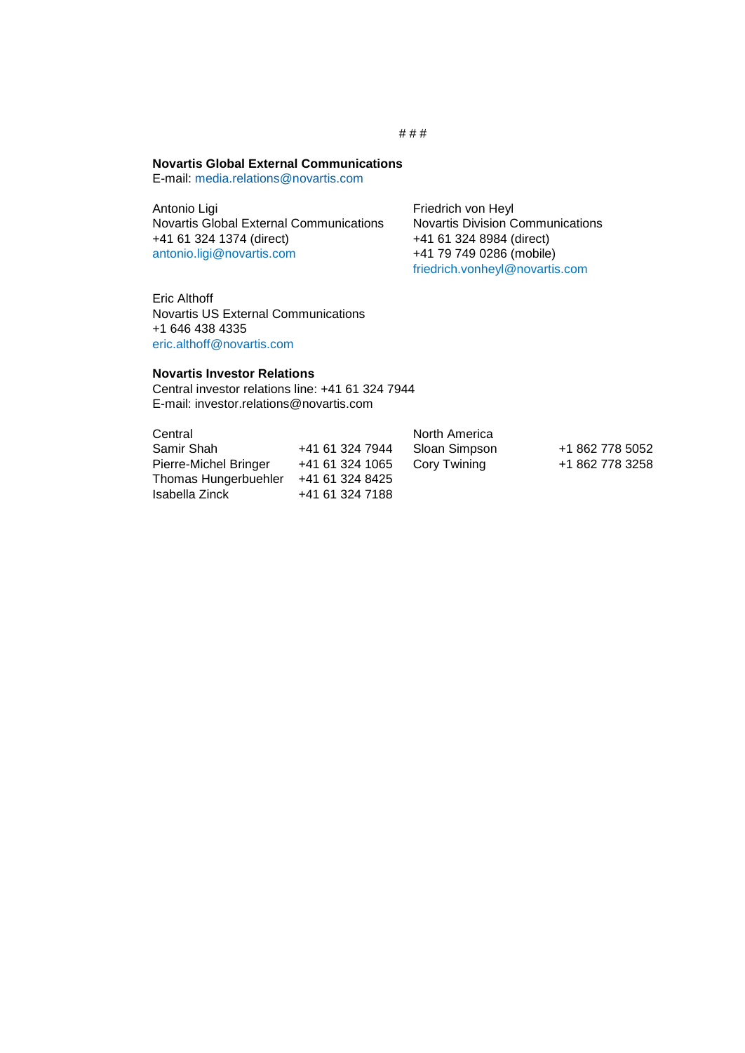# # #

**Novartis Global External Communications**
E-mail: media.relations@novartis.com

Antonio Ligi
Novartis Global External Communications
+41 61 324 1374 (direct)
antonio.ligi@novartis.com

Friedrich von Heyl
Novartis Division Communications
+41 61 324 8984 (direct)
+41 79 749 0286 (mobile)
friedrich.vonheyl@novartis.com

Eric Althoff
Novartis US External Communications
+1 646 438 4335
eric.althoff@novartis.com

**Novartis Investor Relations**
Central investor relations line: +41 61 324 7944
E-mail: investor.relations@novartis.com

| | |
|---|---|
| Central | |
| Samir Shah | +41 61 324 7944 |
| Pierre-Michel Bringer | +41 61 324 1065 |
| Thomas Hungerbuehler | +41 61 324 8425 |
| Isabella Zinck | +41 61 324 7188 |

| | |
|---|---|
| North America | |
| Sloan Simpson | +1 862 778 5052 |
| Cory Twining | +1 862 778 3258 |